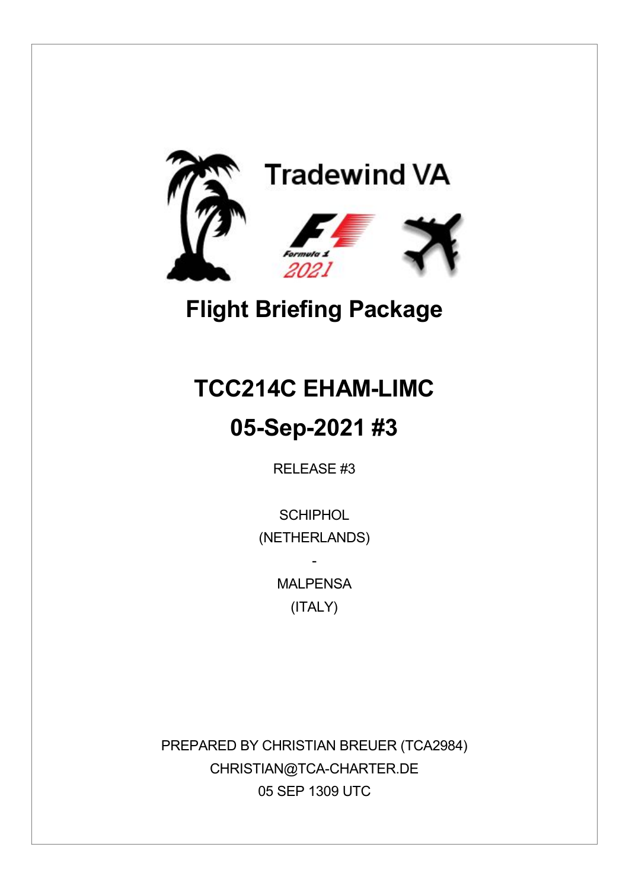Tradewind VA

Formula 1 2021

# Flight Briefing Package

# TCC214C EHAM-LIMC

# 05-Sep-2021 #3

RELEASE #3

SCHIPHOL

(NETHERLANDS)

-

MALPENSA

(ITALY)

PREPARED BY CHRISTIAN BREUER (TCA2984)

CHRISTIAN@TCA-CHARTER.DE

05 SEP 1309 UTC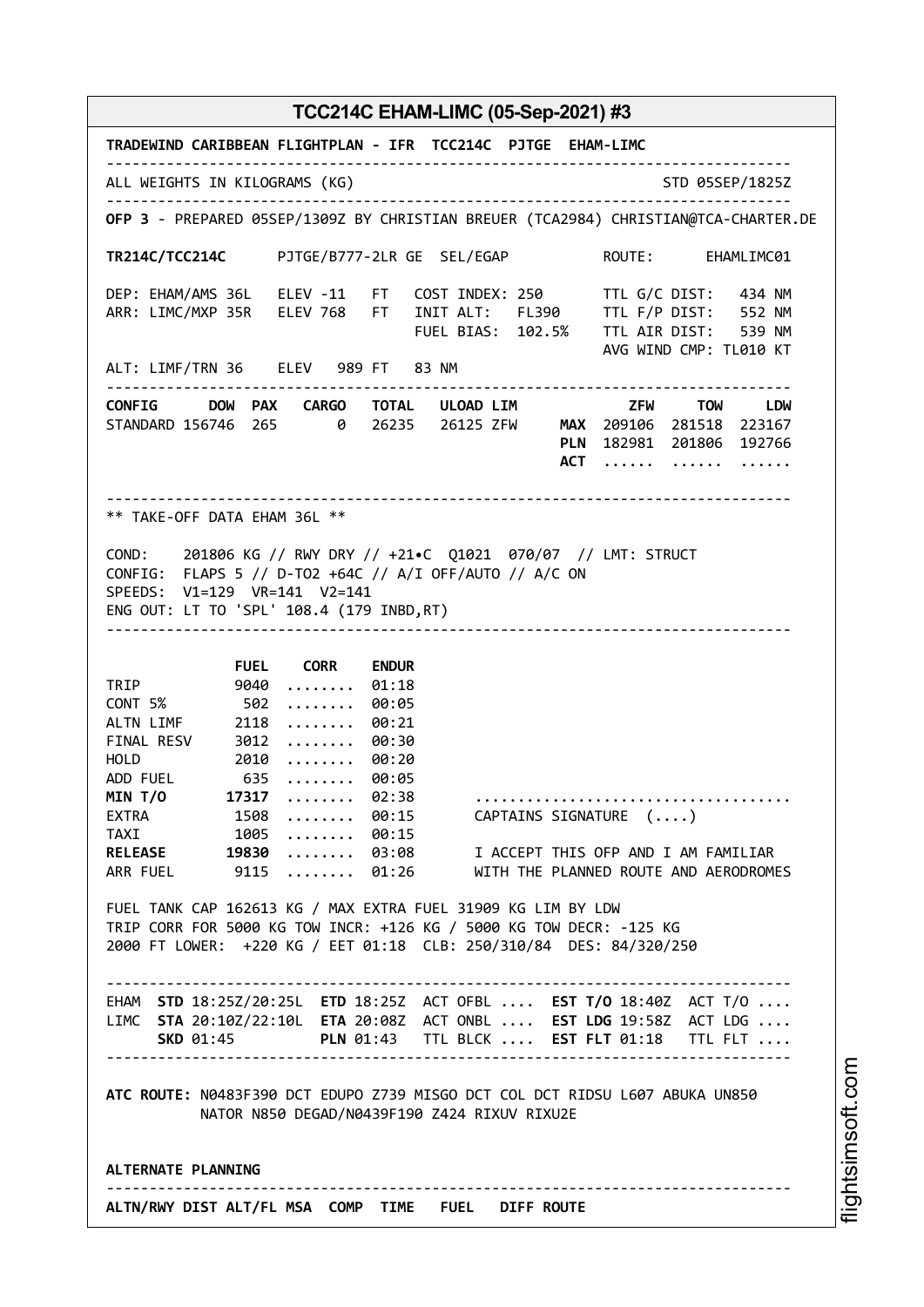## TCC214C EHAM-LIMC (05-Sep-2021) #3

```
TRADEWIND CARIBBEAN FLIGHTPLAN - IFR  TCC214C  PJTGE  EHAM-LIMC
--------------------------------------------------------------------------------
ALL WEIGHTS IN KILOGRAMS (KG)                                    STD 05SEP/1825Z
--------------------------------------------------------------------------------
OFP 3 - PREPARED 05SEP/1309Z BY CHRISTIAN BREUER (TCA2984) CHRISTIAN@TCA-CHARTER.DE

TR214C/TCC214C      PJTGE/B777-2LR GE  SEL/EGAP          ROUTE:      EHAMLIMC01

DEP: EHAM/AMS 36L   ELEV -11   FT   COST INDEX: 250      TTL G/C DIST:   434 NM
ARR: LIMC/MXP 35R   ELEV 768   FT   INIT ALT:   FL390    TTL F/P DIST:   552 NM
                                    FUEL BIAS:  102.5%   TTL AIR DIST:   539 NM
                                                         AVG WIND CMP: TL010 KT
ALT: LIMF/TRN 36    ELEV   989 FT   83 NM
--------------------------------------------------------------------------------
CONFIG      DOW PAX   CARGO   TOTAL   ULOAD LIM            ZFW     TOW     LDW
STANDARD 156746  265      0   26235   26125 ZFW     MAX 209106  281518  223167
                                                    PLN 182981  201806  192766
                                                    ACT ......  ......  ......

--------------------------------------------------------------------------------
** TAKE-OFF DATA EHAM 36L **

COND:    201806 KG // RWY DRY // +21•C  Q1021  070/07  // LMT: STRUCT
CONFIG:  FLAPS 5 // D-TO2 +64C // A/I OFF/AUTO // A/C ON
SPEEDS:  V1=129  VR=141  V2=141
ENG OUT: LT TO 'SPL' 108.4 (179 INBD,RT)
--------------------------------------------------------------------------------

               FUEL    CORR   ENDUR
TRIP           9040  ........  01:18
CONT 5%         502  ........  00:05
ALTN LIMF      2118  ........  00:21
FINAL RESV     3012  ........  00:30
HOLD           2010  ........  00:20
ADD FUEL        635  ........  00:05
MIN T/O       17317  ........  02:38      ....................................
EXTRA          1508  ........  00:15      CAPTAINS SIGNATURE  (....)
TAXI           1005  ........  00:15
RELEASE       19830  ........  03:08      I ACCEPT THIS OFP AND I AM FAMILIAR
ARR FUEL       9115  ........  01:26      WITH THE PLANNED ROUTE AND AERODROMES

FUEL TANK CAP 162613 KG / MAX EXTRA FUEL 31909 KG LIM BY LDW
TRIP CORR FOR 5000 KG TOW INCR: +126 KG / 5000 KG TOW DECR: -125 KG
2000 FT LOWER:  +220 KG / EET 01:18  CLB: 250/310/84  DES: 84/320/250

--------------------------------------------------------------------------------
EHAM  STD 18:25Z/20:25L  ETD 18:25Z  ACT OFBL ....  EST T/O 18:40Z  ACT T/O ....
LIMC  STA 20:10Z/22:10L  ETA 20:08Z  ACT ONBL ....  EST LDG 19:58Z  ACT LDG ....
      SKD 01:45          PLN 01:43   TTL BLCK ....  EST FLT 01:18   TTL FLT ....
--------------------------------------------------------------------------------

ATC ROUTE: N0483F390 DCT EDUPO Z739 MISGO DCT COL DCT RIDSU L607 ABUKA UN850
           NATOR N850 DEGAD/N0439F190 Z424 RIXUV RIXU2E


ALTERNATE PLANNING
--------------------------------------------------------------------------------
ALTN/RWY DIST ALT/FL MSA  COMP  TIME   FUEL   DIFF ROUTE
```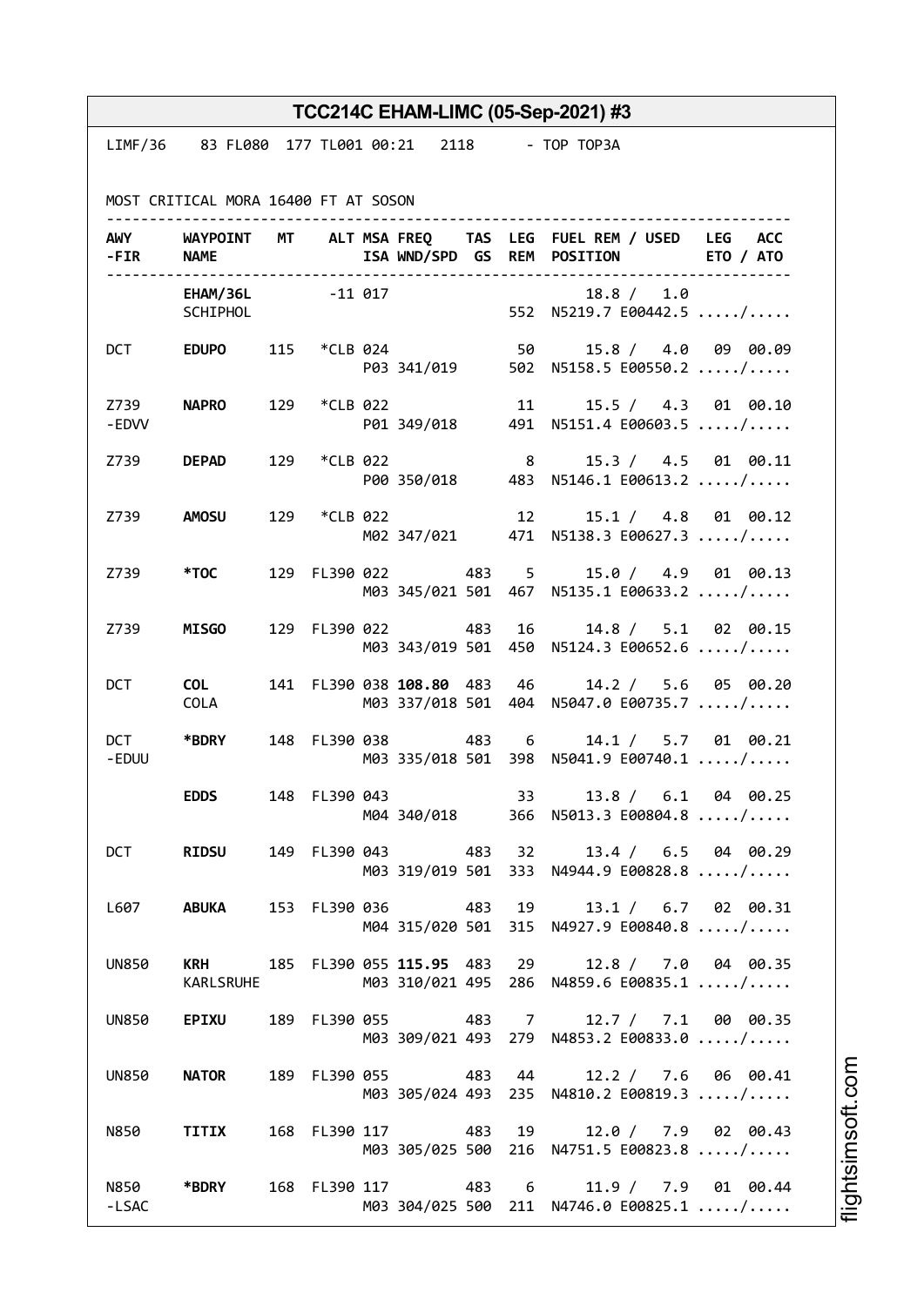# TCC214C EHAM-LIMC (05-Sep-2021) #3

```
LIMF/36    83 FL080  177 TL001 00:21   2118      - TOP TOP3A


MOST CRITICAL MORA 16400 FT AT SOSON
-------------------------------------------------------------------------------
AWY     WAYPOINT  MT    ALT MSA FREQ    TAS  LEG  FUEL REM / USED   LEG  ACC
-FIR    NAME                ISA WND/SPD  GS  REM  POSITION          ETO / ATO
-------------------------------------------------------------------------------
        EHAM/36L        -11 017                       18.8 /  1.0
        SCHIPHOL                                  552  N5219.7 E00442.5 ...../.....

DCT     EDUPO     115  *CLB 024              50      15.8 /  4.0   09  00.09
                            P03 341/019          502  N5158.5 E00550.2 ...../.....

Z739    NAPRO     129  *CLB 022              11      15.5 /  4.3   01  00.10
-EDVV                       P01 349/018          491  N5151.4 E00603.5 ...../.....

Z739    DEPAD     129  *CLB 022               8      15.3 /  4.5   01  00.11
                            P00 350/018          483  N5146.1 E00613.2 ...../.....

Z739    AMOSU     129  *CLB 022              12      15.1 /  4.8   01  00.12
                            M02 347/021          471  N5138.3 E00627.3 ...../.....

Z739    *TOC      129 FL390 022         483   5      15.0 /  4.9   01  00.13
                            M03 345/021 501  467  N5135.1 E00633.2 ...../.....

Z739    MISGO     129 FL390 022         483  16      14.8 /  5.1   02  00.15
                            M03 343/019 501  450  N5124.3 E00652.6 ...../.....

DCT     COL       141 FL390 038 108.80  483  46      14.2 /  5.6   05  00.20
        COLA                M03 337/018 501  404  N5047.0 E00735.7 ...../.....

DCT     *BDRY     148 FL390 038         483   6      14.1 /  5.7   01  00.21
-EDUU                       M03 335/018 501  398  N5041.9 E00740.1 ...../.....

        EDDS      148 FL390 043              33      13.8 /  6.1   04  00.25
                            M04 340/018          366  N5013.3 E00804.8 ...../.....

DCT     RIDSU     149 FL390 043         483  32      13.4 /  6.5   04  00.29
                            M03 319/019 501  333  N4944.9 E00828.8 ...../.....

L607    ABUKA     153 FL390 036         483  19      13.1 /  6.7   02  00.31
                            M04 315/020 501  315  N4927.9 E00840.8 ...../.....

UN850   KRH       185 FL390 055 115.95  483  29      12.8 /  7.0   04  00.35
        KARLSRUHE           M03 310/021 495  286  N4859.6 E00835.1 ...../.....

UN850   EPIXU     189 FL390 055         483   7      12.7 /  7.1   00  00.35
                            M03 309/021 493  279  N4853.2 E00833.0 ...../.....

UN850   NATOR     189 FL390 055         483  44      12.2 /  7.6   06  00.41
                            M03 305/024 493  235  N4810.2 E00819.3 ...../.....

N850    TITIX     168 FL390 117         483  19      12.0 /  7.9   02  00.43
                            M03 305/025 500  216  N4751.5 E00823.8 ...../.....

N850    *BDRY     168 FL390 117         483   6      11.9 /  7.9   01  00.44
-LSAC                       M03 304/025 500  211  N4746.0 E00825.1 ...../.....
```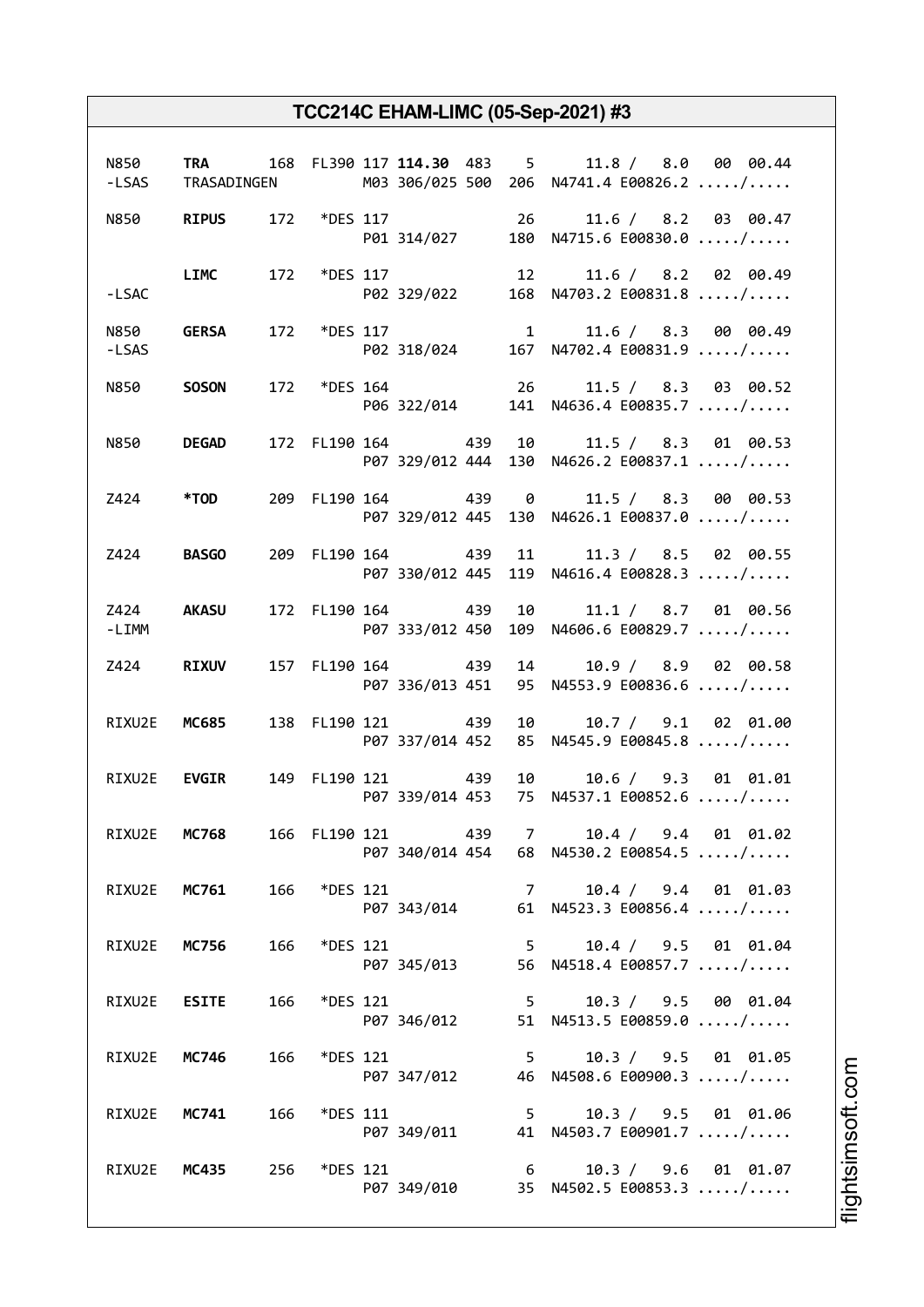# TCC214C EHAM-LIMC (05-Sep-2021) #3

```
N850    TRA        168  FL390 117 114.30  483    5      11.8 /  8.0  00  00.44
-LSAS   TRASADINGEN            M03 306/025 500  206  N4741.4 E00826.2 ...../.....

N850    RIPUS      172   *DES 117               26      11.6 /  8.2  03  00.47
                               P01 314/027      180  N4715.6 E00830.0 ...../.....

        LIMC       172   *DES 117               12      11.6 /  8.2  02  00.49
-LSAC                          P02 329/022      168  N4703.2 E00831.8 ...../.....

N850    GERSA      172   *DES 117                1      11.6 /  8.3  00  00.49
-LSAS                          P02 318/024      167  N4702.4 E00831.9 ...../.....

N850    SOSON      172   *DES 164               26      11.5 /  8.3  03  00.52
                               P06 322/014      141  N4636.4 E00835.7 ...../.....

N850    DEGAD      172  FL190 164          439  10      11.5 /  8.3  01  00.53
                               P07 329/012 444  130  N4626.2 E00837.1 ...../.....

Z424    *TOD       209  FL190 164          439   0      11.5 /  8.3  00  00.53
                               P07 329/012 445  130  N4626.1 E00837.0 ...../.....

Z424    BASGO      209  FL190 164          439  11      11.3 /  8.5  02  00.55
                               P07 330/012 445  119  N4616.4 E00828.3 ...../.....

Z424    AKASU      172  FL190 164          439  10      11.1 /  8.7  01  00.56
-LIMM                          P07 333/012 450  109  N4606.6 E00829.7 ...../.....

Z424    RIXUV      157  FL190 164          439  14      10.9 /  8.9  02  00.58
                               P07 336/013 451   95  N4553.9 E00836.6 ...../.....

RIXU2E  MC685      138  FL190 121          439  10      10.7 /  9.1  02  01.00
                               P07 337/014 452   85  N4545.9 E00845.8 ...../.....

RIXU2E  EVGIR      149  FL190 121          439  10      10.6 /  9.3  01  01.01
                               P07 339/014 453   75  N4537.1 E00852.6 ...../.....

RIXU2E  MC768      166  FL190 121          439   7      10.4 /  9.4  01  01.02
                               P07 340/014 454   68  N4530.2 E00854.5 ...../.....

RIXU2E  MC761      166   *DES 121                7      10.4 /  9.4  01  01.03
                               P07 343/014       61  N4523.3 E00856.4 ...../.....

RIXU2E  MC756      166   *DES 121                5      10.4 /  9.5  01  01.04
                               P07 345/013       56  N4518.4 E00857.7 ...../.....

RIXU2E  ESITE      166   *DES 121                5      10.3 /  9.5  00  01.04
                               P07 346/012       51  N4513.5 E00859.0 ...../.....

RIXU2E  MC746      166   *DES 121                5      10.3 /  9.5  01  01.05
                               P07 347/012       46  N4508.6 E00900.3 ...../.....

RIXU2E  MC741      166   *DES 111                5      10.3 /  9.5  01  01.06
                               P07 349/011       41  N4503.7 E00901.7 ...../.....

RIXU2E  MC435      256   *DES 121                6      10.3 /  9.6  01  01.07
                               P07 349/010       35  N4502.5 E00853.3 ...../.....
```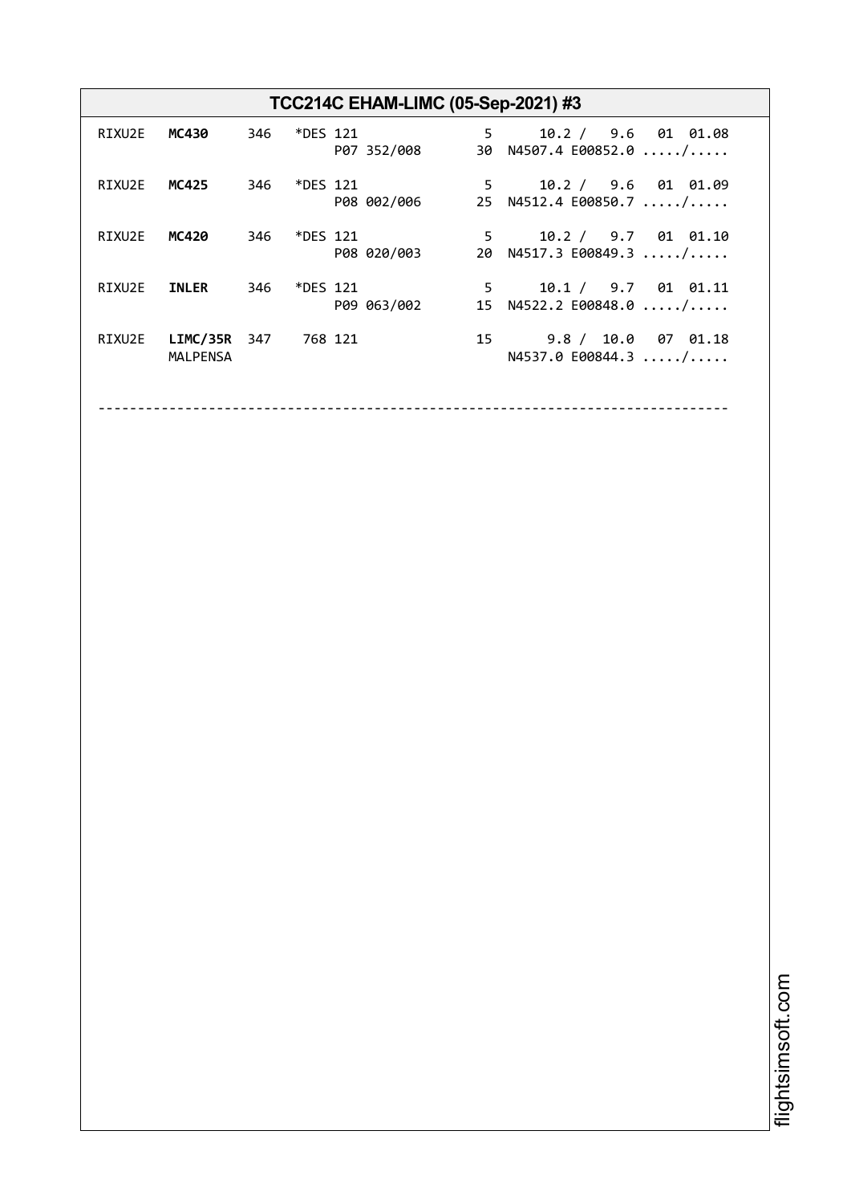## TCC214C EHAM-LIMC (05-Sep-2021) #3

```
RIXU2E  MC430     346   *DES 121              5      10.2 /  9.6  01 01.08
                             P07 352/008      30  N4507.4 E00852.0 ...../.....

RIXU2E  MC425     346   *DES 121              5      10.2 /  9.6  01 01.09
                             P08 002/006      25  N4512.4 E00850.7 ...../.....

RIXU2E  MC420     346   *DES 121              5      10.2 /  9.7  01 01.10
                             P08 020/003      20  N4517.3 E00849.3 ...../.....

RIXU2E  INLER     346   *DES 121              5      10.1 /  9.7  01 01.11
                             P09 063/002      15  N4522.2 E00848.0 ...../.....

RIXU2E  LIMC/35R  347    768 121             15       9.8 / 10.0  07 01.18
        MALPENSA                                  N4537.0 E00844.3 ...../.....

------------------------------------------------------------------------------
```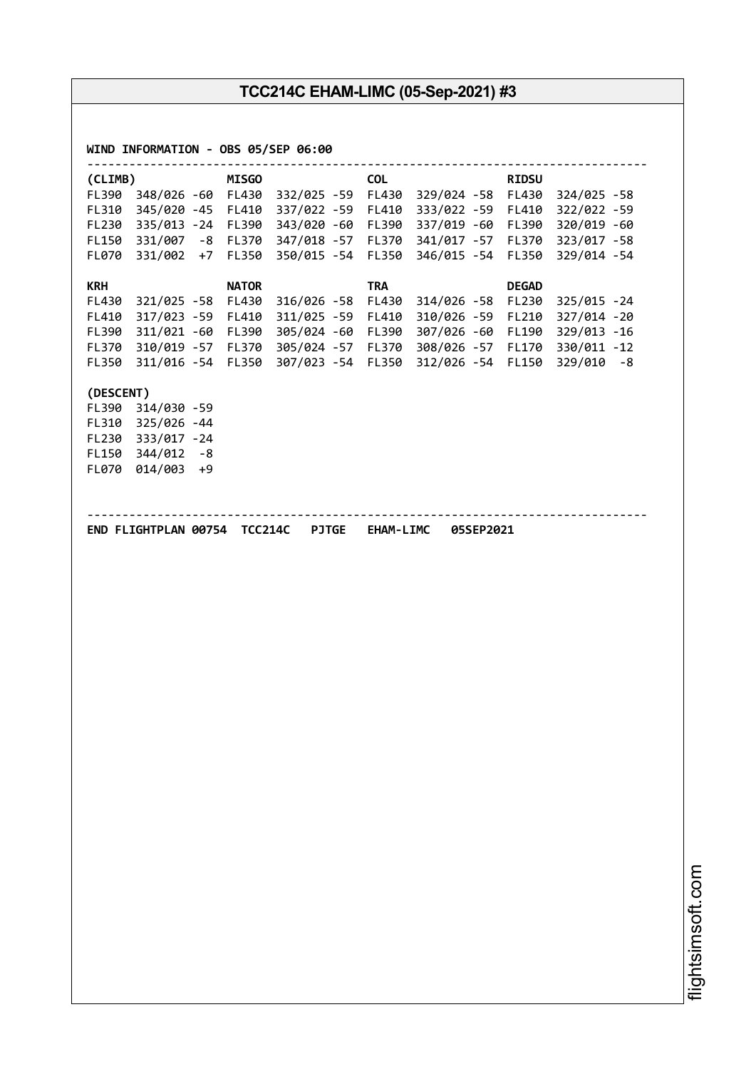# TCC214C EHAM-LIMC (05-Sep-2021) #3

**WIND INFORMATION - OBS 05/SEP 06:00**

```
--------------------------------------------------------------------------------
(CLIMB)              MISGO                COL                  RIDSU
FL390  348/026 -60   FL430  332/025 -59   FL430  329/024 -58   FL430  324/025 -58
FL310  345/020 -45   FL410  337/022 -59   FL410  333/022 -59   FL410  322/022 -59
FL230  335/013 -24   FL390  343/020 -60   FL390  337/019 -60   FL390  320/019 -60
FL150  331/007  -8   FL370  347/018 -57   FL370  341/017 -57   FL370  323/017 -58
FL070  331/002  +7   FL350  350/015 -54   FL350  346/015 -54   FL350  329/014 -54

KRH                  NATOR                TRA                  DEGAD
FL430  321/025 -58   FL430  316/026 -58   FL430  314/026 -58   FL230  325/015 -24
FL410  317/023 -59   FL410  311/025 -59   FL410  310/026 -59   FL210  327/014 -20
FL390  311/021 -60   FL390  305/024 -60   FL390  307/026 -60   FL190  329/013 -16
FL370  310/019 -57   FL370  305/024 -57   FL370  308/026 -57   FL170  330/011 -12
FL350  311/016 -54   FL350  307/023 -54   FL350  312/026 -54   FL150  329/010  -8

(DESCENT)
FL390  314/030 -59
FL310  325/026 -44
FL230  333/017 -24
FL150  344/012  -8
FL070  014/003  +9


--------------------------------------------------------------------------------
END FLIGHTPLAN 00754  TCC214C   PJTGE   EHAM-LIMC   05SEP2021
```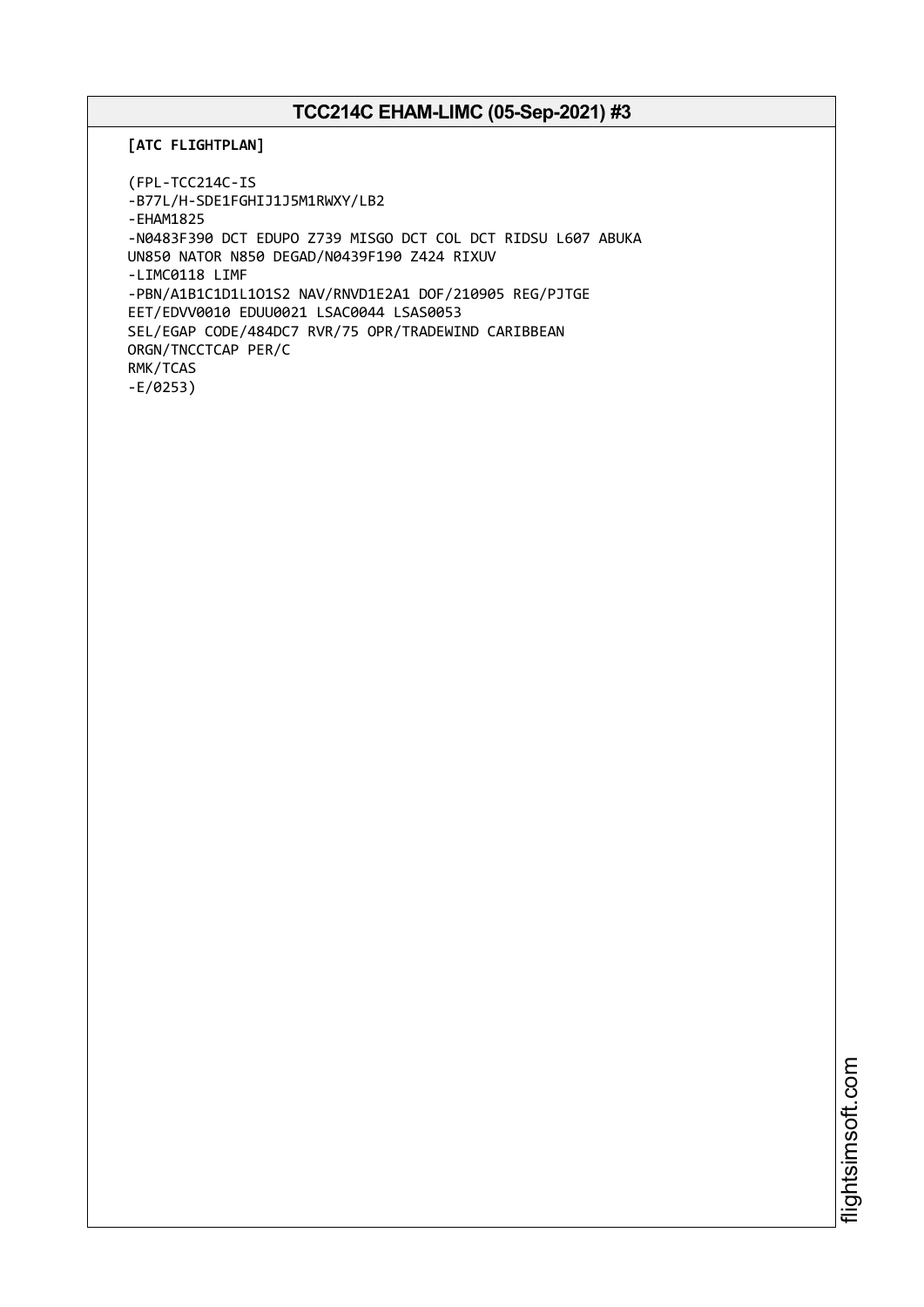# TCC214C EHAM-LIMC (05-Sep-2021) #3

**[ATC FLIGHTPLAN]**

```
(FPL-TCC214C-IS
-B77L/H-SDE1FGHIJ1J5M1RWXY/LB2
-EHAM1825
-N0483F390 DCT EDUPO Z739 MISGO DCT COL DCT RIDSU L607 ABUKA
UN850 NATOR N850 DEGAD/N0439F190 Z424 RIXUV
-LIMC0118 LIMF
-PBN/A1B1C1D1L1O1S2 NAV/RNVD1E2A1 DOF/210905 REG/PJTGE
EET/EDVV0010 EDUU0021 LSAC0044 LSAS0053
SEL/EGAP CODE/484DC7 RVR/75 OPR/TRADEWIND CARIBBEAN
ORGN/TNCCTCAP PER/C
RMK/TCAS
-E/0253)
```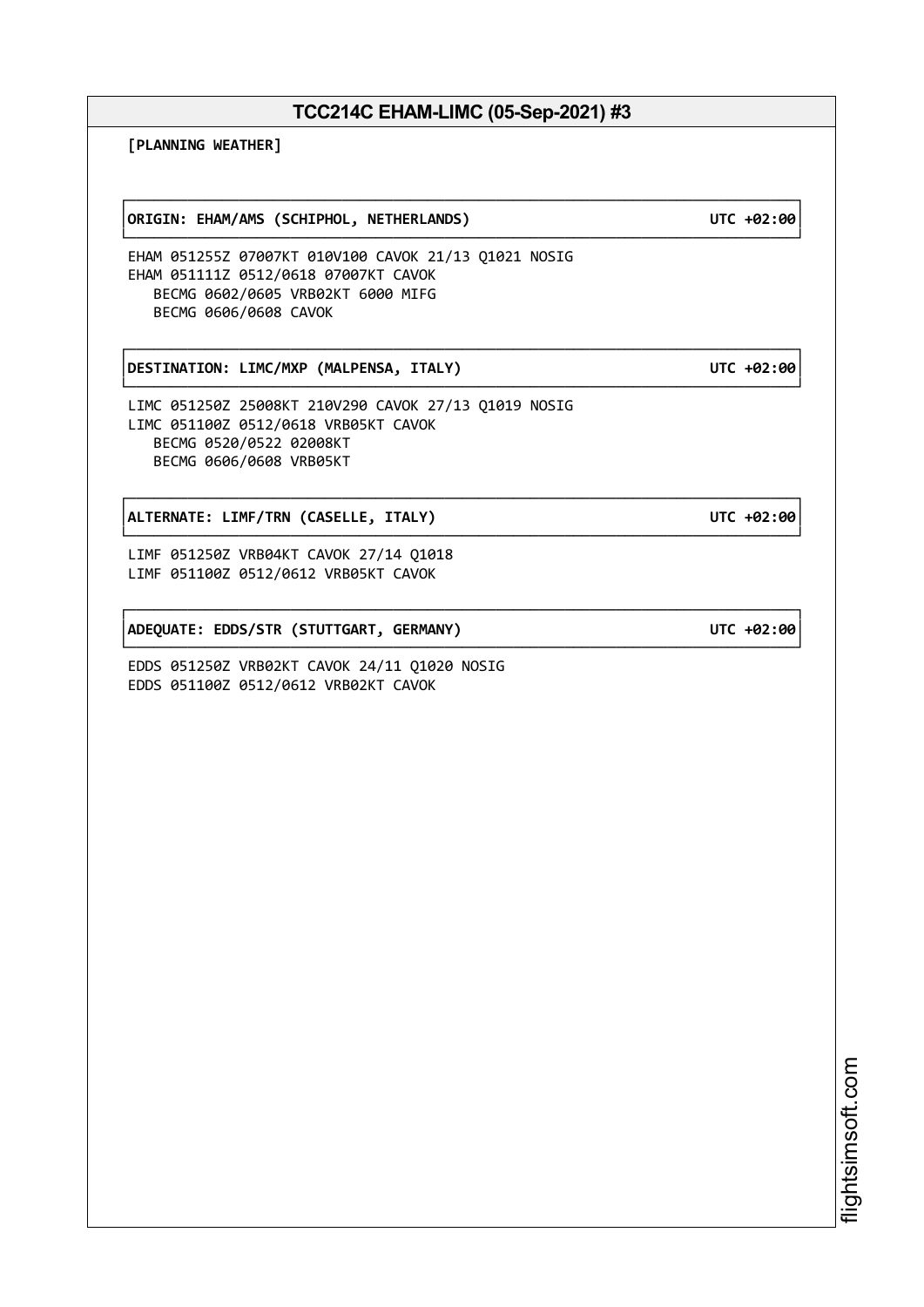# TCC214C EHAM-LIMC (05-Sep-2021) #3

**[PLANNING WEATHER]**

**ORIGIN: EHAM/AMS (SCHIPHOL, NETHERLANDS) UTC +02:00**

```
EHAM 051255Z 07007KT 010V100 CAVOK 21/13 Q1021 NOSIG
EHAM 051111Z 0512/0618 07007KT CAVOK
   BECMG 0602/0605 VRB02KT 6000 MIFG
   BECMG 0606/0608 CAVOK
```

**DESTINATION: LIMC/MXP (MALPENSA, ITALY) UTC +02:00**

```
LIMC 051250Z 25008KT 210V290 CAVOK 27/13 Q1019 NOSIG
LIMC 051100Z 0512/0618 VRB05KT CAVOK
   BECMG 0520/0522 02008KT
   BECMG 0606/0608 VRB05KT
```

**ALTERNATE: LIMF/TRN (CASELLE, ITALY) UTC +02:00**

```
LIMF 051250Z VRB04KT CAVOK 27/14 Q1018
LIMF 051100Z 0512/0612 VRB05KT CAVOK
```

**ADEQUATE: EDDS/STR (STUTTGART, GERMANY) UTC +02:00**

```
EDDS 051250Z VRB02KT CAVOK 24/11 Q1020 NOSIG
EDDS 051100Z 0512/0612 VRB02KT CAVOK
```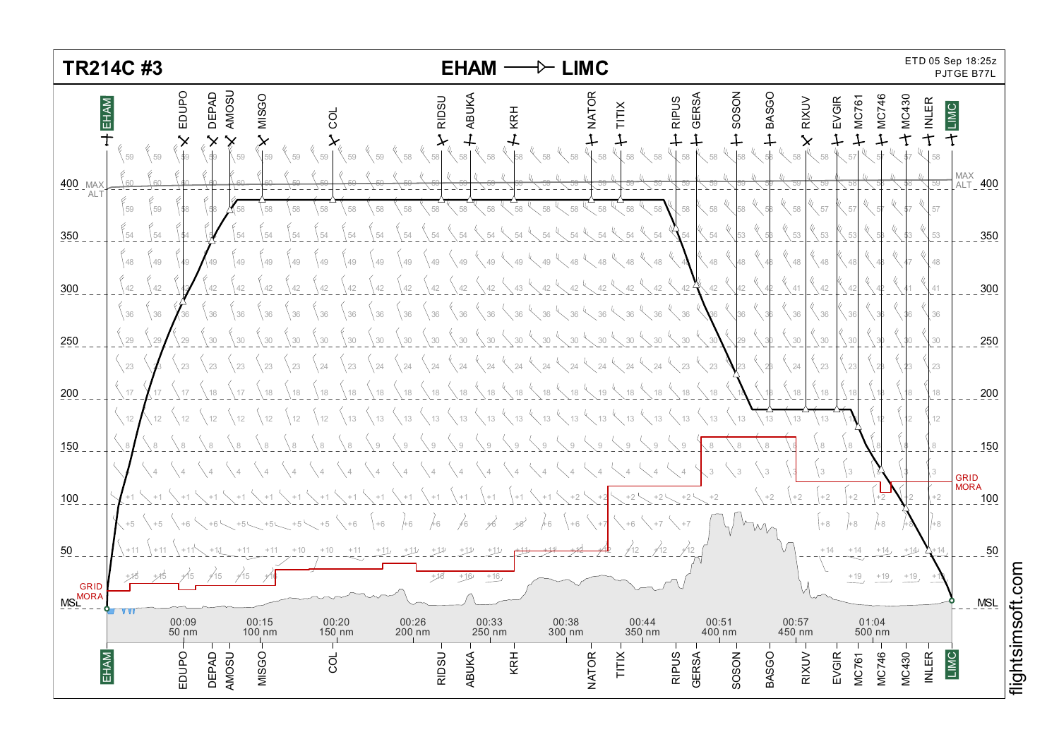# TR214C #3

## EHAM → LIMC

ETD 05 Sep 18:25z
PJTGE B77L

Waypoints: EHAM, EDUPO, DEPAD, AMOSU, MISGO, COL, RIDSU, ABUKA, KRH, NATOR, TITIX, RIPUS, GERSA, SOSON, BASGO, RIXUV, EVGIR, MC761, MC746, MC430, INLER, LIMC

Altitude scale (FL): MSL, 50, 100, 150, 200, 250, 300, 350, 400

MAX ALT

GRID MORA

| Time | Distance |
|---|---|
| 00:09 | 50 nm |
| 00:15 | 100 nm |
| 00:20 | 150 nm |
| 00:26 | 200 nm |
| 00:33 | 250 nm |
| 00:38 | 300 nm |
| 00:44 | 350 nm |
| 00:51 | 400 nm |
| 00:57 | 450 nm |
| 01:04 | 500 nm |

flightsimsoft.com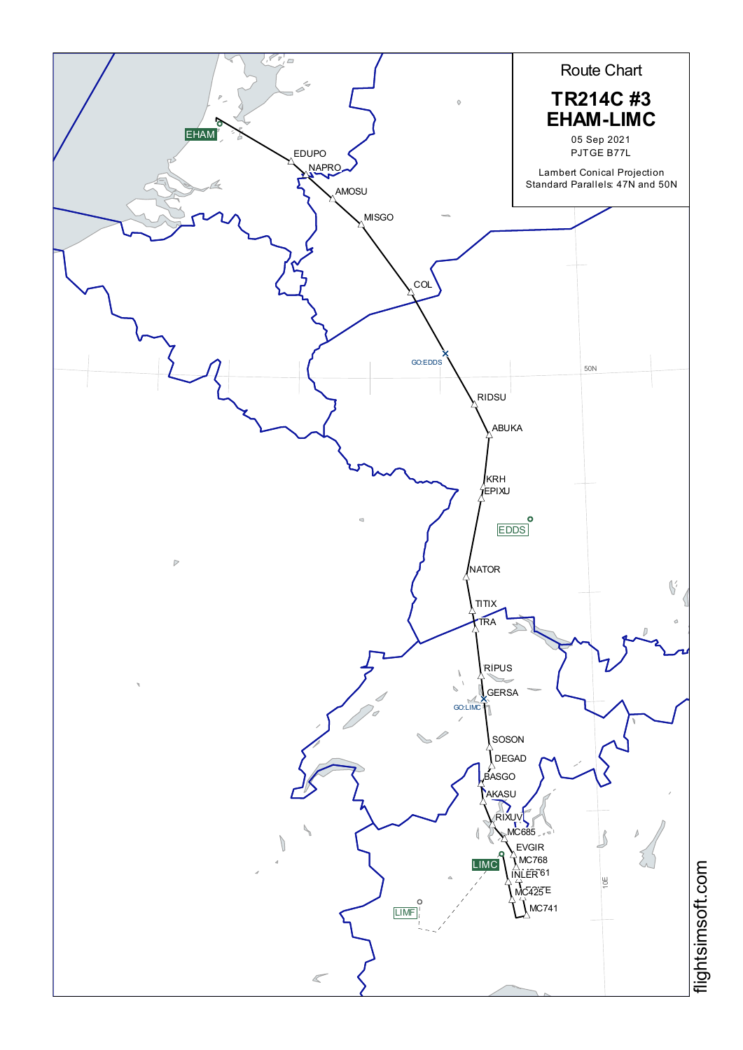# Route Chart

## TR214C #3
## EHAM-LIMC

05 Sep 2021

PJTGE B77L

Lambert Conical Projection
Standard Parallels: 47N and 50N

EHAM
EDUPO
NAPRO
AMOSU
MISGO
COL
GO:EDDS
50N
RIDSU
ABUKA
KRH
EPIXU
EDDS
NATOR
TITIX
TRA
RIPUS
GERSA
GO:LIMC
SOSON
DEGAD
BASGO
AKASU
RIXUV
MC685
EVGIR
LIMC
MC768
INLER
MC425
MC741
LIMF
10E

flightsimsoft.com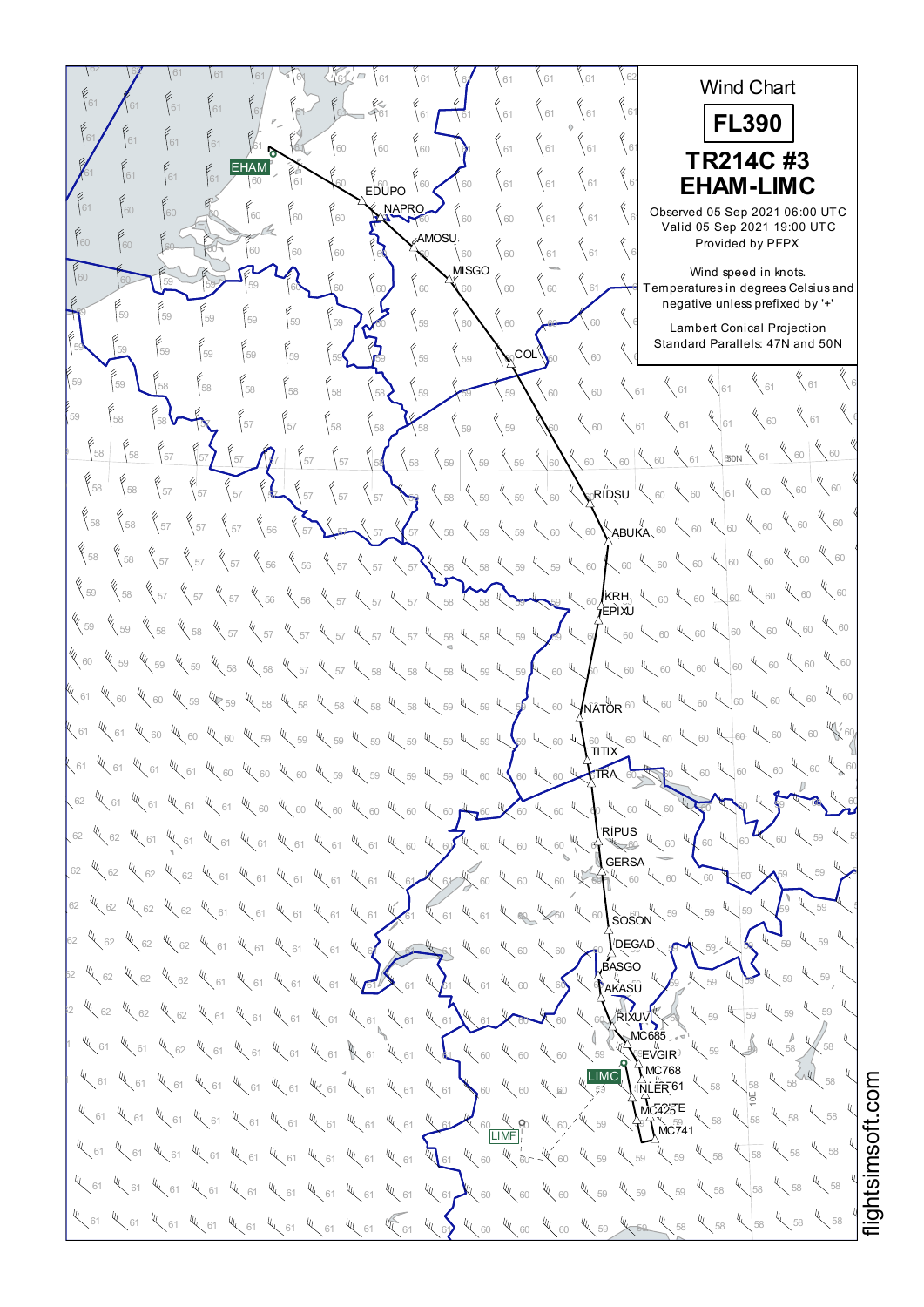# Wind Chart

## FL390

## TR214C #3
## EHAM-LIMC

Observed 05 Sep 2021 06:00 UTC
Valid 05 Sep 2021 19:00 UTC
Provided by PFPX

Wind speed in knots.
Temperatures in degrees Celsius and negative unless prefixed by '+'

Lambert Conical Projection
Standard Parallels: 47N and 50N

EHAM, EDUPO, NAPRO, AMOSU, MISGO, COL, RIDSU, ABUKA, KRH, EPIXU, NATOR, TITIX, TRA, RIPUS, GERSA, SOSON, DEGAD, BASGO, AKASU, RIXUV, MC685, EVGIR, LIMC, MC768, INLER, MC425, MC741, LIMF

flightsimsoft.com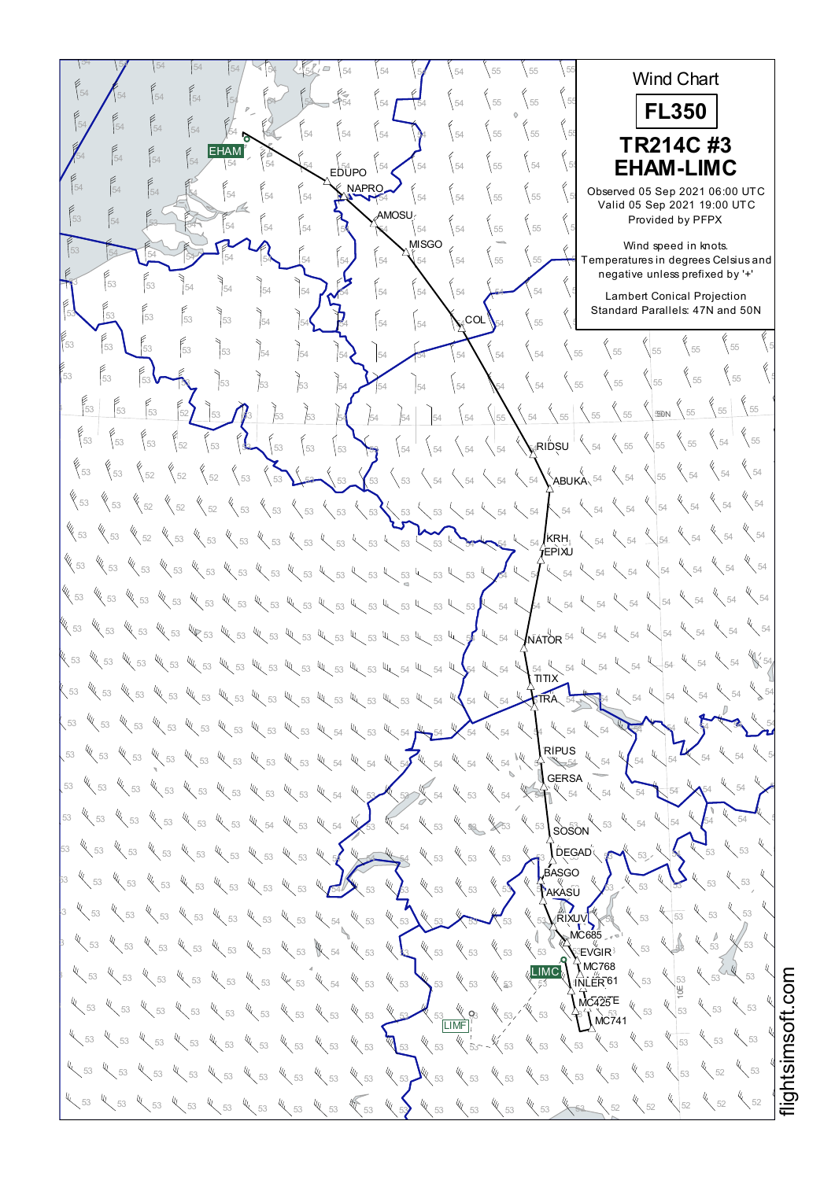# Wind Chart

## FL350

## TR214C #3
## EHAM-LIMC

Observed 05 Sep 2021 06:00 UTC
Valid 05 Sep 2021 19:00 UTC
Provided by PFPX

Wind speed in knots.
Temperatures in degrees Celsius and negative unless prefixed by '+'

Lambert Conical Projection
Standard Parallels: 47N and 50N

EHAM, EDUPO, NAPRO, AMOSU, MISGO, COL, RIDSU, ABUKA, KRH, EPIXU, NATOR, TITIX, TRA, RIPUS, GERSA, SOSON, DEGAD, BASGO, AKASU, RIXUV, MC685, EVGIR, MC768, LIMC, INLER, MC425, MC741, LIMF

flightsimsoft.com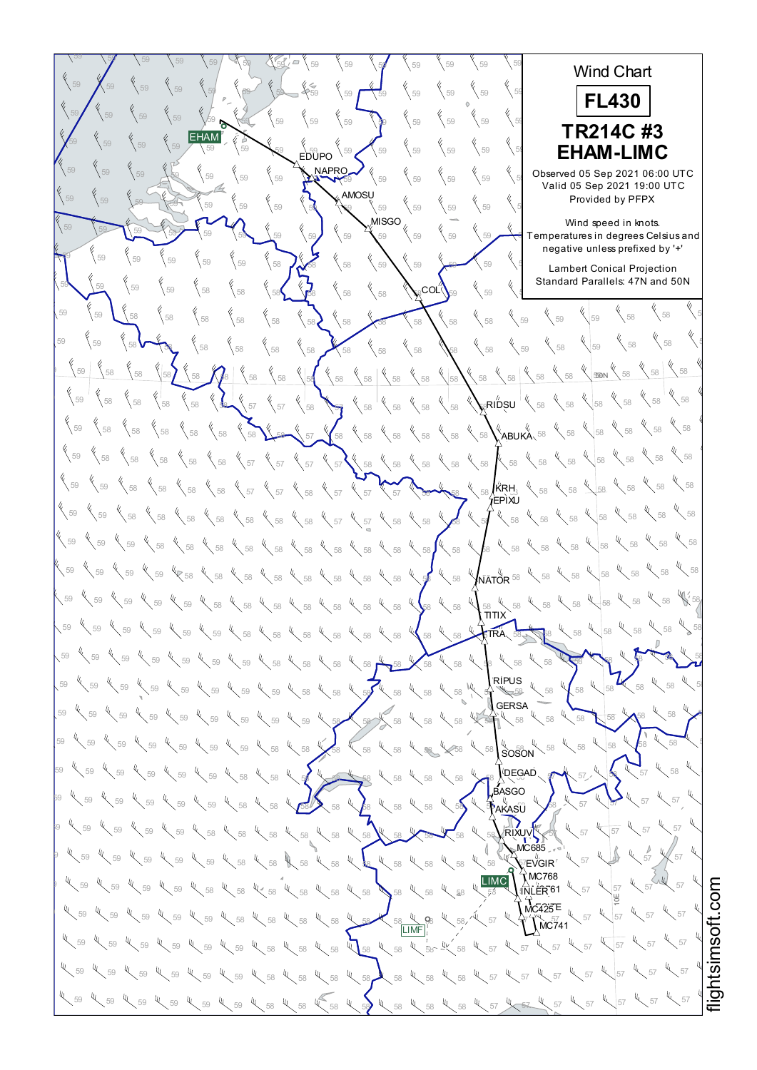# Wind Chart

## FL430

## TR214C #3
## EHAM-LIMC

Observed 05 Sep 2021 06:00 UTC
Valid 05 Sep 2021 19:00 UTC
Provided by PFPX

Wind speed in knots.
Temperatures in degrees Celsius and negative unless prefixed by '+'

Lambert Conical Projection
Standard Parallels: 47N and 50N

EHAM, EDUPO, NAPRO, AMOSU, MISGO, COL, RIDSU, ABUKA, KRH, EPIXU, NATOR, TITIX, TRA, RIPUS, GERSA, SOSON, DEGAD, BASGO, AKASU, RIXUV, MC685, EVGIR, MC768, LIMC, INLER, MC425, MC741, LIMF

50N

10E

flightsimsoft.com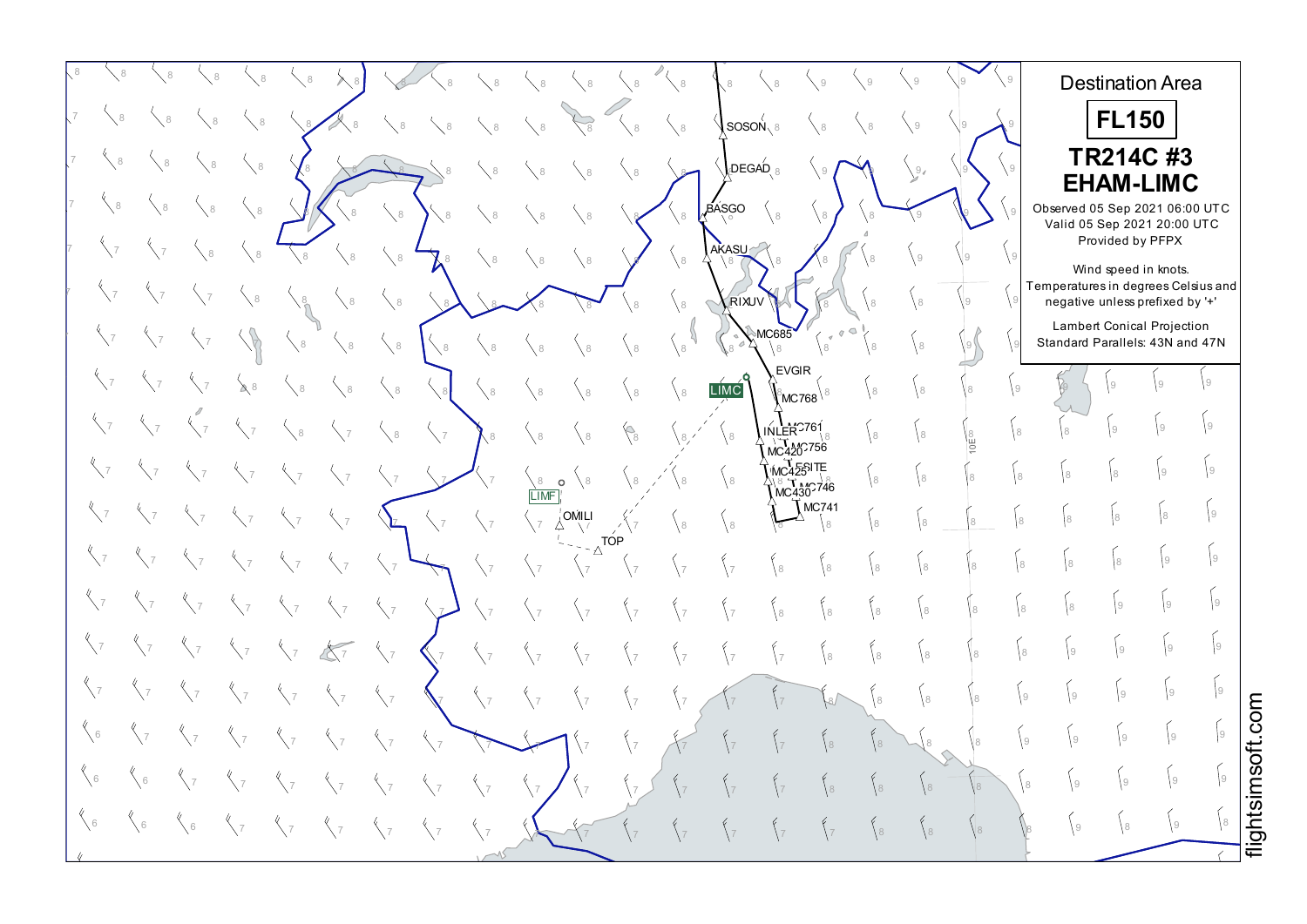## Destination Area

**FL150**

**TR214C #3**
**EHAM-LIMC**

Observed 05 Sep 2021 06:00 UTC
Valid 05 Sep 2021 20:00 UTC
Provided by PFPX

Wind speed in knots.
Temperatures in degrees Celsius and negative unless prefixed by '+'

Lambert Conical Projection
Standard Parallels: 43N and 47N

SOSON
DEGAD
BASGO
AKASU
RIXUV
MC685
EVGIR
MC768
LIMC
INLER
MC761
MC756
MC420
ESITE
MC425
MC746
MC430
MC741
LIMF
OMILI
TOP
10E

flightsimsoft.com